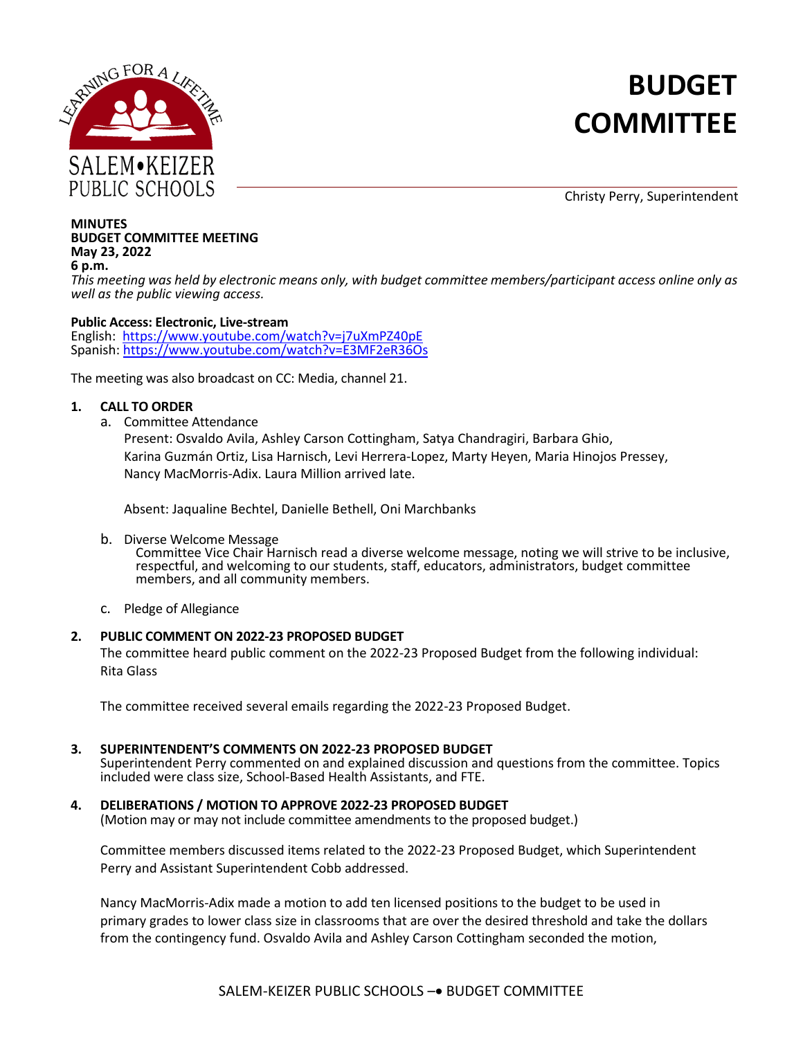# BUDGET COMMITTEE

Christy Perry, Superintendent

**MINUTES**
**BUDGET COMMITTEE MEETING**
**May 23, 2022**
**6 p.m.**

*This meeting was held by electronic means only, with budget committee members/participant access online only as well as the public viewing access.*

**Public Access: Electronic, Live-stream**
English: https://www.youtube.com/watch?v=j7uXmPZ40pE
Spanish: https://www.youtube.com/watch?v=E3MF2eR36Os

The meeting was also broadcast on CC: Media, channel 21.

**1. CALL TO ORDER**

a. Committee Attendance

Present: Osvaldo Avila, Ashley Carson Cottingham, Satya Chandragiri, Barbara Ghio, Karina Guzmán Ortiz, Lisa Harnisch, Levi Herrera-Lopez, Marty Heyen, Maria Hinojos Pressey, Nancy MacMorris-Adix. Laura Million arrived late.

Absent: Jaqualine Bechtel, Danielle Bethell, Oni Marchbanks

b. Diverse Welcome Message

Committee Vice Chair Harnisch read a diverse welcome message, noting we will strive to be inclusive, respectful, and welcoming to our students, staff, educators, administrators, budget committee members, and all community members.

c. Pledge of Allegiance

**2. PUBLIC COMMENT ON 2022-23 PROPOSED BUDGET**

The committee heard public comment on the 2022-23 Proposed Budget from the following individual: Rita Glass

The committee received several emails regarding the 2022-23 Proposed Budget.

**3. SUPERINTENDENT'S COMMENTS ON 2022-23 PROPOSED BUDGET**

Superintendent Perry commented on and explained discussion and questions from the committee. Topics included were class size, School-Based Health Assistants, and FTE.

**4. DELIBERATIONS / MOTION TO APPROVE 2022-23 PROPOSED BUDGET**

(Motion may or may not include committee amendments to the proposed budget.)

Committee members discussed items related to the 2022-23 Proposed Budget, which Superintendent Perry and Assistant Superintendent Cobb addressed.

Nancy MacMorris-Adix made a motion to add ten licensed positions to the budget to be used in primary grades to lower class size in classrooms that are over the desired threshold and take the dollars from the contingency fund. Osvaldo Avila and Ashley Carson Cottingham seconded the motion,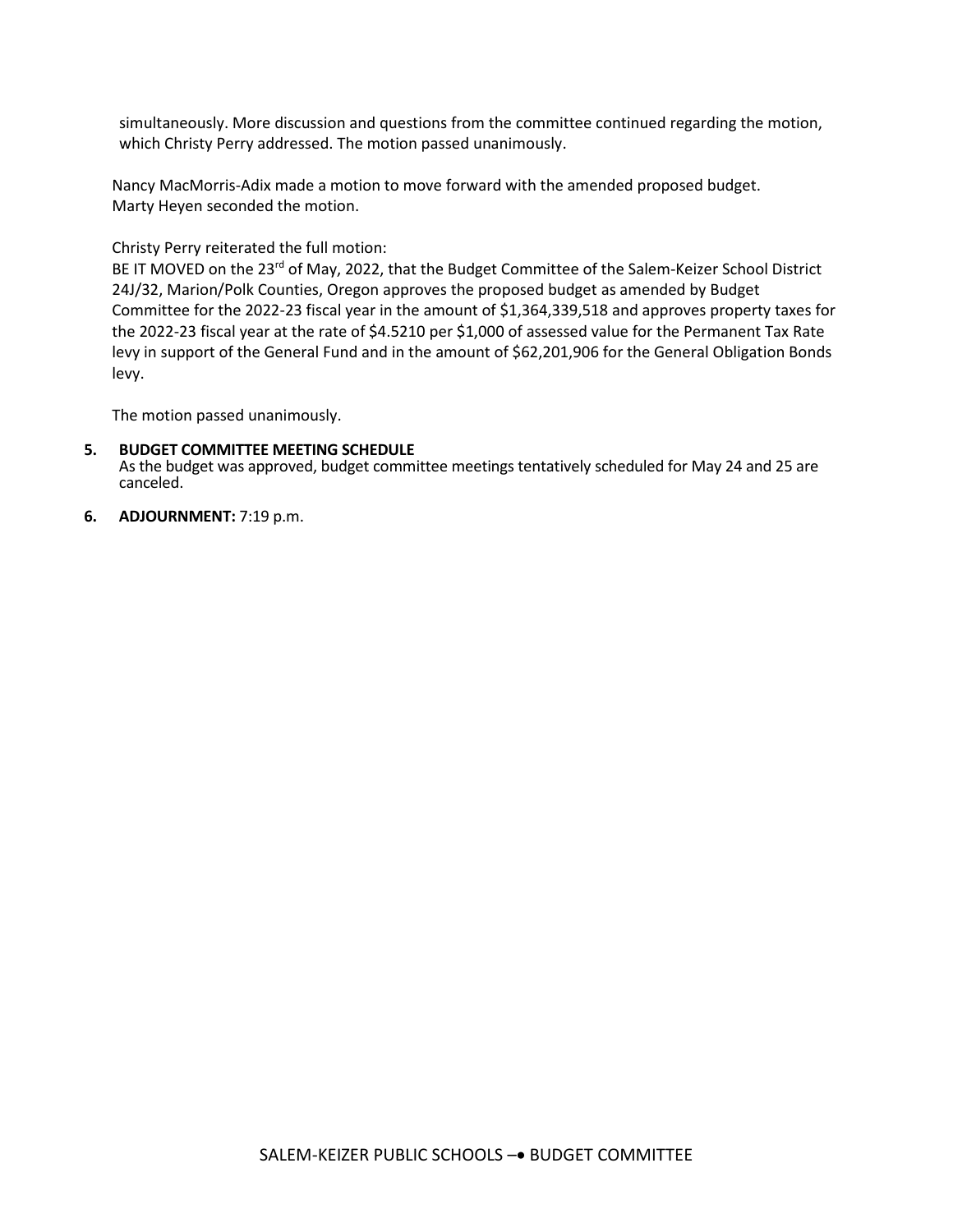simultaneously. More discussion and questions from the committee continued regarding the motion, which Christy Perry addressed. The motion passed unanimously.

Nancy MacMorris-Adix made a motion to move forward with the amended proposed budget.
Marty Heyen seconded the motion.

Christy Perry reiterated the full motion:
BE IT MOVED on the 23rd of May, 2022, that the Budget Committee of the Salem-Keizer School District 24J/32, Marion/Polk Counties, Oregon approves the proposed budget as amended by Budget Committee for the 2022-23 fiscal year in the amount of $1,364,339,518 and approves property taxes for the 2022-23 fiscal year at the rate of $4.5210 per $1,000 of assessed value for the Permanent Tax Rate levy in support of the General Fund and in the amount of $62,201,906 for the General Obligation Bonds levy.

The motion passed unanimously.

**5. BUDGET COMMITTEE MEETING SCHEDULE**
As the budget was approved, budget committee meetings tentatively scheduled for May 24 and 25 are canceled.

**6. ADJOURNMENT:** 7:19 p.m.